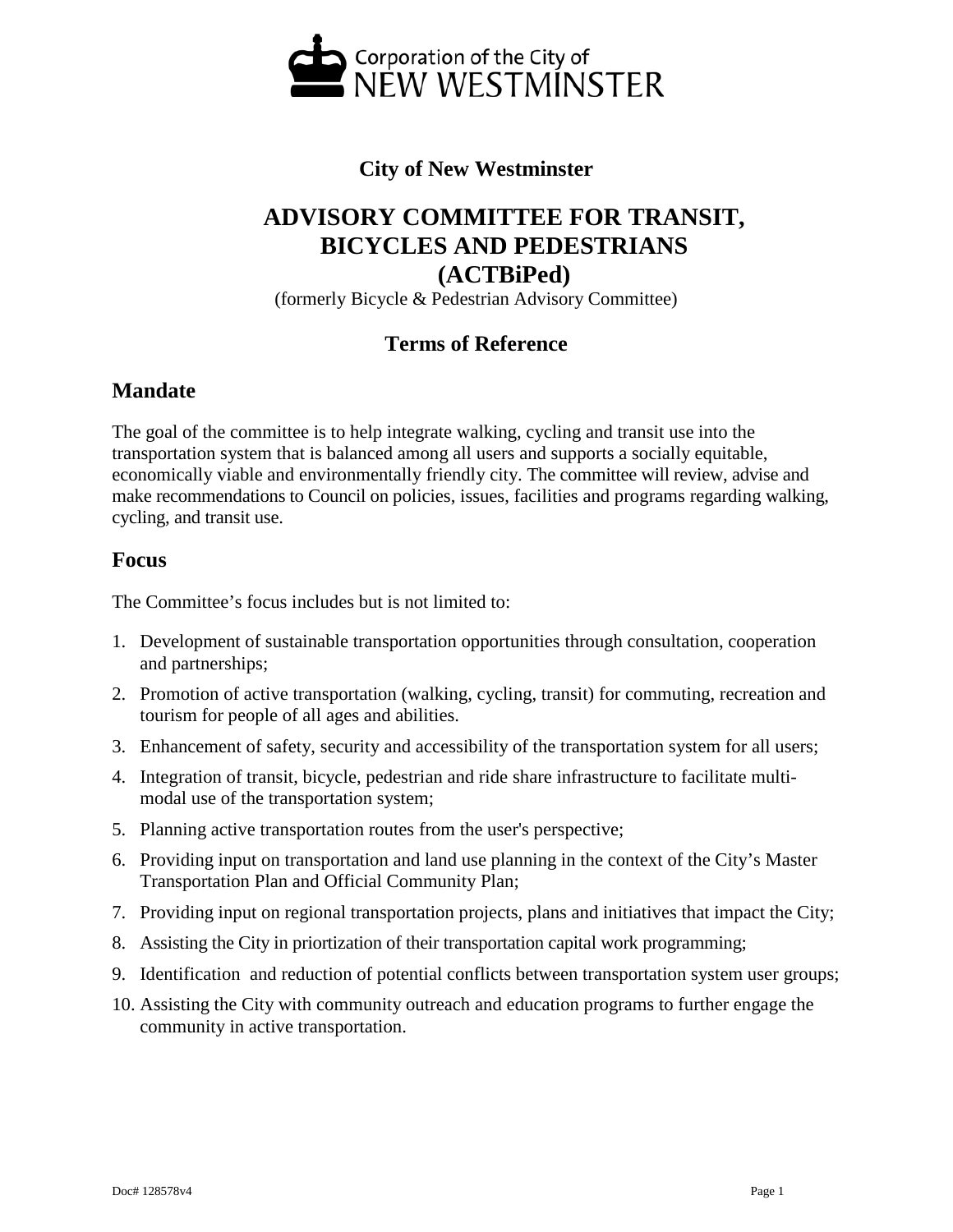Corporation of the City of NEW WESTMINSTER

**City of New Westminster**

# ADVISORY COMMITTEE FOR TRANSIT, BICYCLES AND PEDESTRIANS (ACTBiPed)

(formerly Bicycle & Pedestrian Advisory Committee)

## Terms of Reference

## Mandate

The goal of the committee is to help integrate walking, cycling and transit use into the transportation system that is balanced among all users and supports a socially equitable, economically viable and environmentally friendly city. The committee will review, advise and make recommendations to Council on policies, issues, facilities and programs regarding walking, cycling, and transit use.

## Focus

The Committee's focus includes but is not limited to:

1. Development of sustainable transportation opportunities through consultation, cooperation and partnerships;
2. Promotion of active transportation (walking, cycling, transit) for commuting, recreation and tourism for people of all ages and abilities.
3. Enhancement of safety, security and accessibility of the transportation system for all users;
4. Integration of transit, bicycle, pedestrian and ride share infrastructure to facilitate multi-modal use of the transportation system;
5. Planning active transportation routes from the user's perspective;
6. Providing input on transportation and land use planning in the context of the City's Master Transportation Plan and Official Community Plan;
7. Providing input on regional transportation projects, plans and initiatives that impact the City;
8. Assisting the City in priortization of their transportation capital work programming;
9. Identification and reduction of potential conflicts between transportation system user groups;
10. Assisting the City with community outreach and education programs to further engage the community in active transportation.

Doc# 128578v4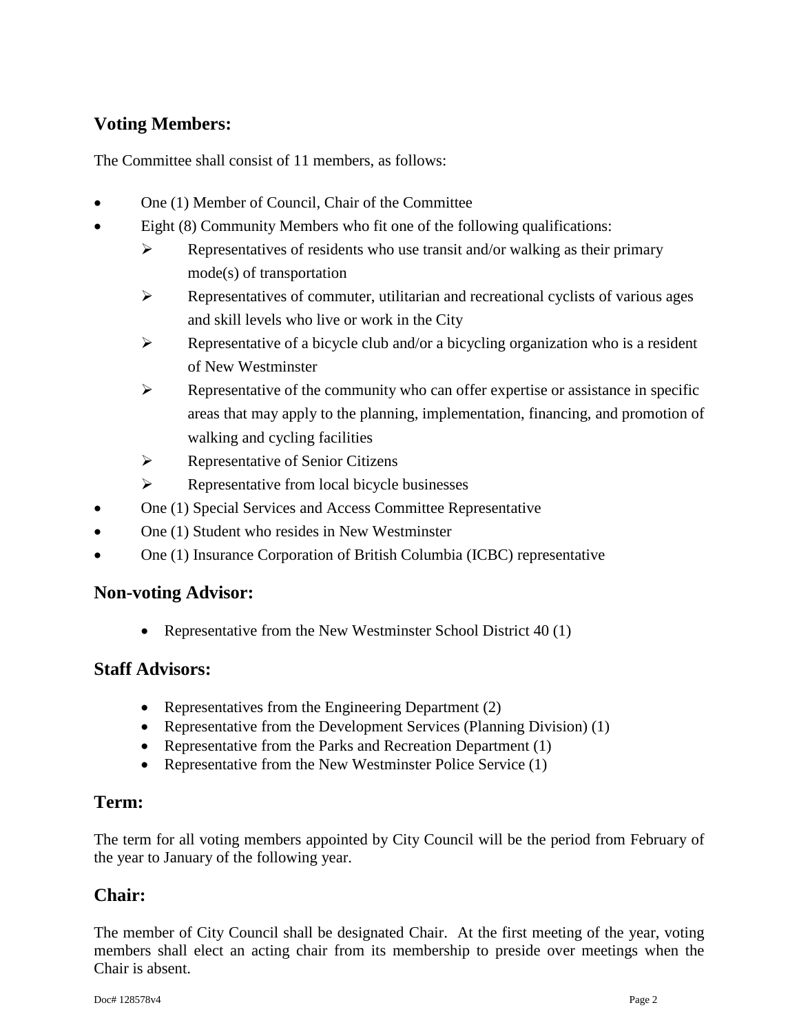## Voting Members:

The Committee shall consist of 11 members, as follows:

- One (1) Member of Council, Chair of the Committee
- Eight (8) Community Members who fit one of the following qualifications:
  - Representatives of residents who use transit and/or walking as their primary mode(s) of transportation
  - Representatives of commuter, utilitarian and recreational cyclists of various ages and skill levels who live or work in the City
  - Representative of a bicycle club and/or a bicycling organization who is a resident of New Westminster
  - Representative of the community who can offer expertise or assistance in specific areas that may apply to the planning, implementation, financing, and promotion of walking and cycling facilities
  - Representative of Senior Citizens
  - Representative from local bicycle businesses
- One (1) Special Services and Access Committee Representative
- One (1) Student who resides in New Westminster
- One (1) Insurance Corporation of British Columbia (ICBC) representative

## Non-voting Advisor:

- Representative from the New Westminster School District 40 (1)

## Staff Advisors:

- Representatives from the Engineering Department (2)
- Representative from the Development Services (Planning Division) (1)
- Representative from the Parks and Recreation Department (1)
- Representative from the New Westminster Police Service (1)

## Term:

The term for all voting members appointed by City Council will be the period from February of the year to January of the following year.

## Chair:

The member of City Council shall be designated Chair. At the first meeting of the year, voting members shall elect an acting chair from its membership to preside over meetings when the Chair is absent.

Doc# 128578v4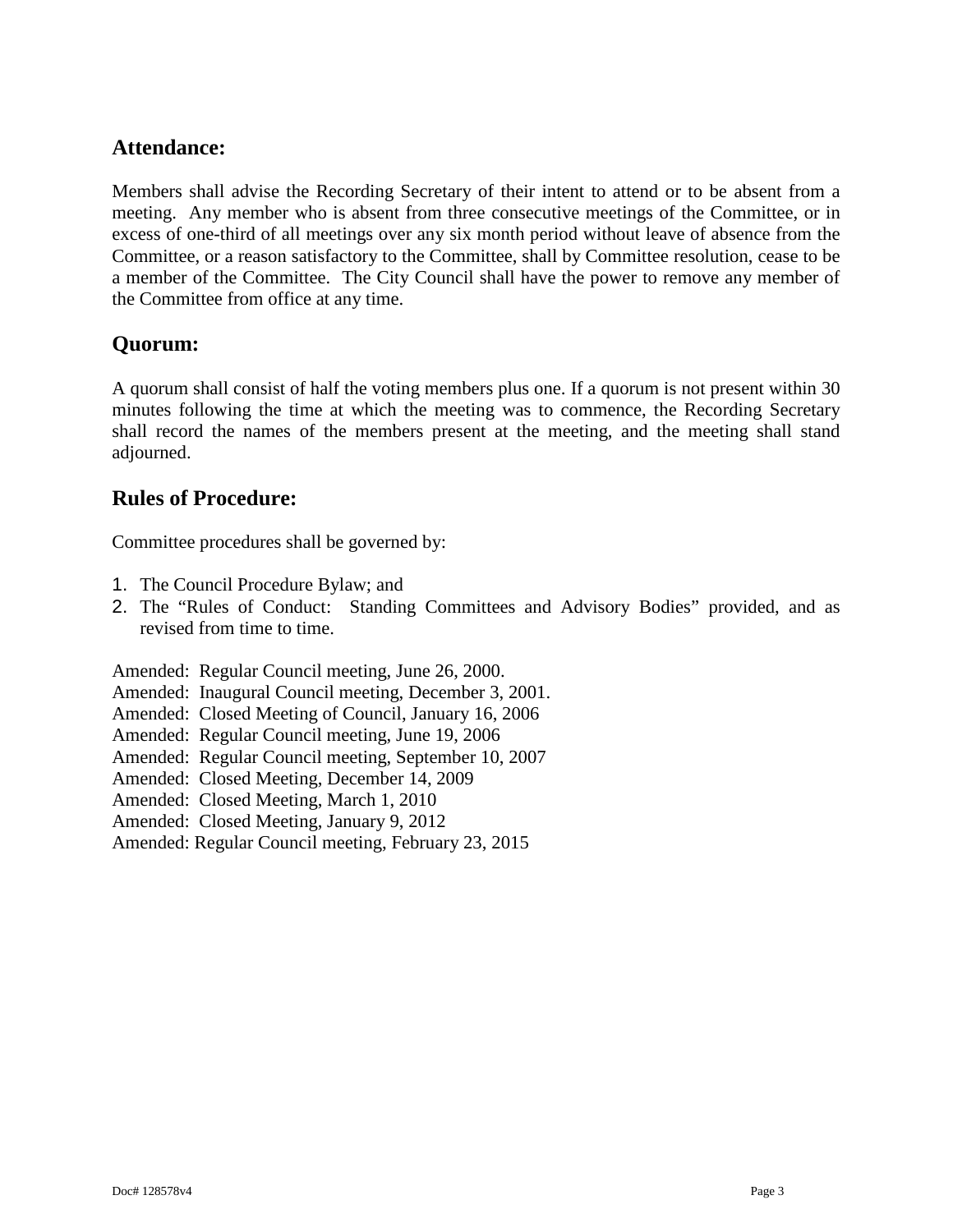## Attendance:

Members shall advise the Recording Secretary of their intent to attend or to be absent from a meeting. Any member who is absent from three consecutive meetings of the Committee, or in excess of one-third of all meetings over any six month period without leave of absence from the Committee, or a reason satisfactory to the Committee, shall by Committee resolution, cease to be a member of the Committee. The City Council shall have the power to remove any member of the Committee from office at any time.

## Quorum:

A quorum shall consist of half the voting members plus one. If a quorum is not present within 30 minutes following the time at which the meeting was to commence, the Recording Secretary shall record the names of the members present at the meeting, and the meeting shall stand adjourned.

## Rules of Procedure:

Committee procedures shall be governed by:

1. The Council Procedure Bylaw; and
2. The "Rules of Conduct: Standing Committees and Advisory Bodies" provided, and as revised from time to time.

Amended: Regular Council meeting, June 26, 2000.
Amended: Inaugural Council meeting, December 3, 2001.
Amended: Closed Meeting of Council, January 16, 2006
Amended: Regular Council meeting, June 19, 2006
Amended: Regular Council meeting, September 10, 2007
Amended: Closed Meeting, December 14, 2009
Amended: Closed Meeting, March 1, 2010
Amended: Closed Meeting, January 9, 2012
Amended: Regular Council meeting, February 23, 2015